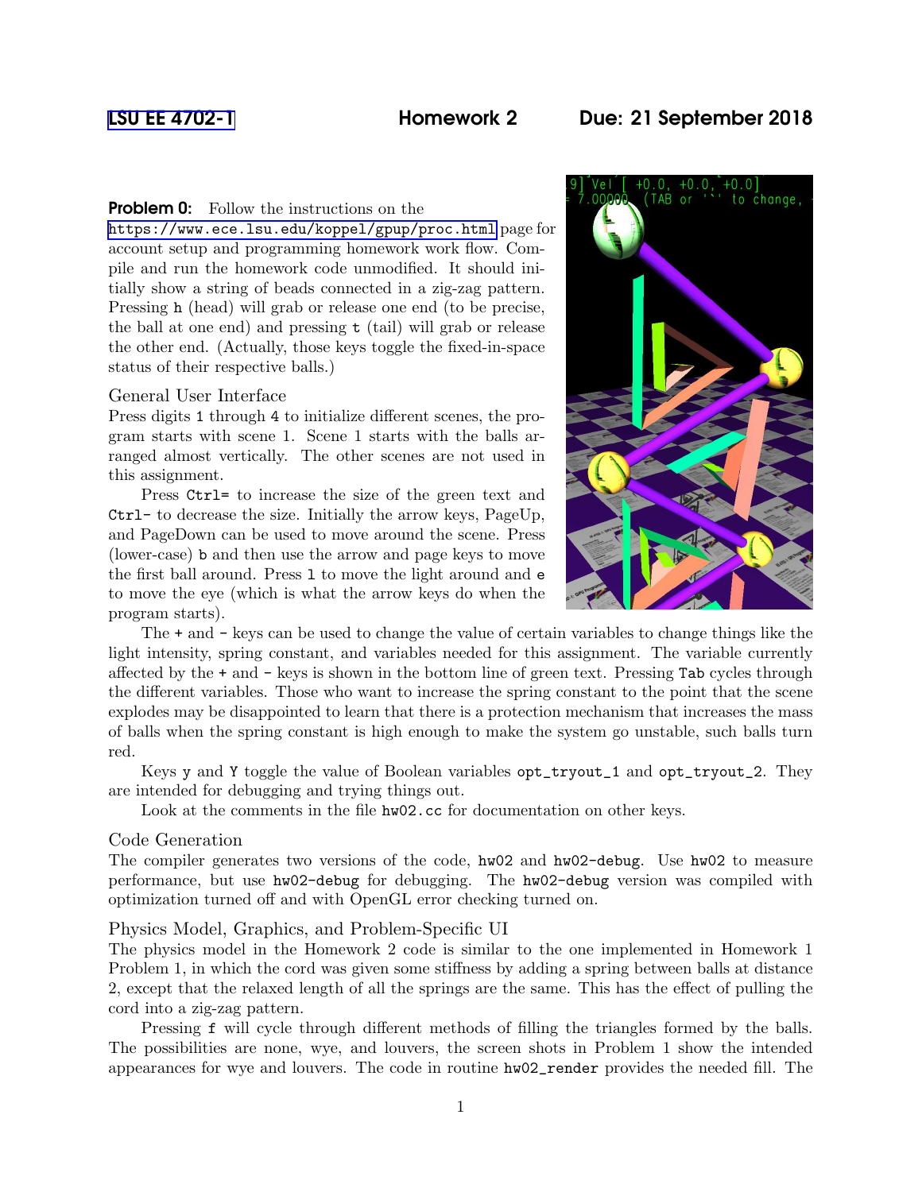LSU EE 4702-1 **Homework 2** **Due: 21 September 2018**

**Problem 0:** Follow the instructions on the https://www.ece.lsu.edu/koppel/gpup/proc.html page for account setup and programming homework work flow. Compile and run the homework code unmodified. It should initially show a string of beads connected in a zig-zag pattern. Pressing `h` (head) will grab or release one end (to be precise, the ball at one end) and pressing `t` (tail) will grab or release the other end. (Actually, those keys toggle the fixed-in-space status of their respective balls.)

### General User Interface

Press digits `1` through `4` to initialize different scenes, the program starts with scene 1. Scene 1 starts with the balls arranged almost vertically. The other scenes are not used in this assignment.

Press `Ctrl=` to increase the size of the green text and `Ctrl-` to decrease the size. Initially the arrow keys, PageUp, and PageDown can be used to move around the scene. Press (lower-case) `b` and then use the arrow and page keys to move the first ball around. Press `l` to move the light around and `e` to move the eye (which is what the arrow keys do when the program starts).

The `+` and `-` keys can be used to change the value of certain variables to change things like the light intensity, spring constant, and variables needed for this assignment. The variable currently affected by the `+` and `-` keys is shown in the bottom line of green text. Pressing `Tab` cycles through the different variables. Those who want to increase the spring constant to the point that the scene explodes may be disappointed to learn that there is a protection mechanism that increases the mass of balls when the spring constant is high enough to make the system go unstable, such balls turn red.

Keys `y` and `Y` toggle the value of Boolean variables `opt_tryout_1` and `opt_tryout_2`. They are intended for debugging and trying things out.

Look at the comments in the file `hw02.cc` for documentation on other keys.

### Code Generation

The compiler generates two versions of the code, `hw02` and `hw02-debug`. Use `hw02` to measure performance, but use `hw02-debug` for debugging. The `hw02-debug` version was compiled with optimization turned off and with OpenGL error checking turned on.

### Physics Model, Graphics, and Problem-Specific UI

The physics model in the Homework 2 code is similar to the one implemented in Homework 1 Problem 1, in which the cord was given some stiffness by adding a spring between balls at distance 2, except that the relaxed length of all the springs are the same. This has the effect of pulling the cord into a zig-zag pattern.

Pressing `f` will cycle through different methods of filling the triangles formed by the balls. The possibilities are none, wye, and louvers, the screen shots in Problem 1 show the intended appearances for wye and louvers. The code in routine `hw02_render` provides the needed fill. The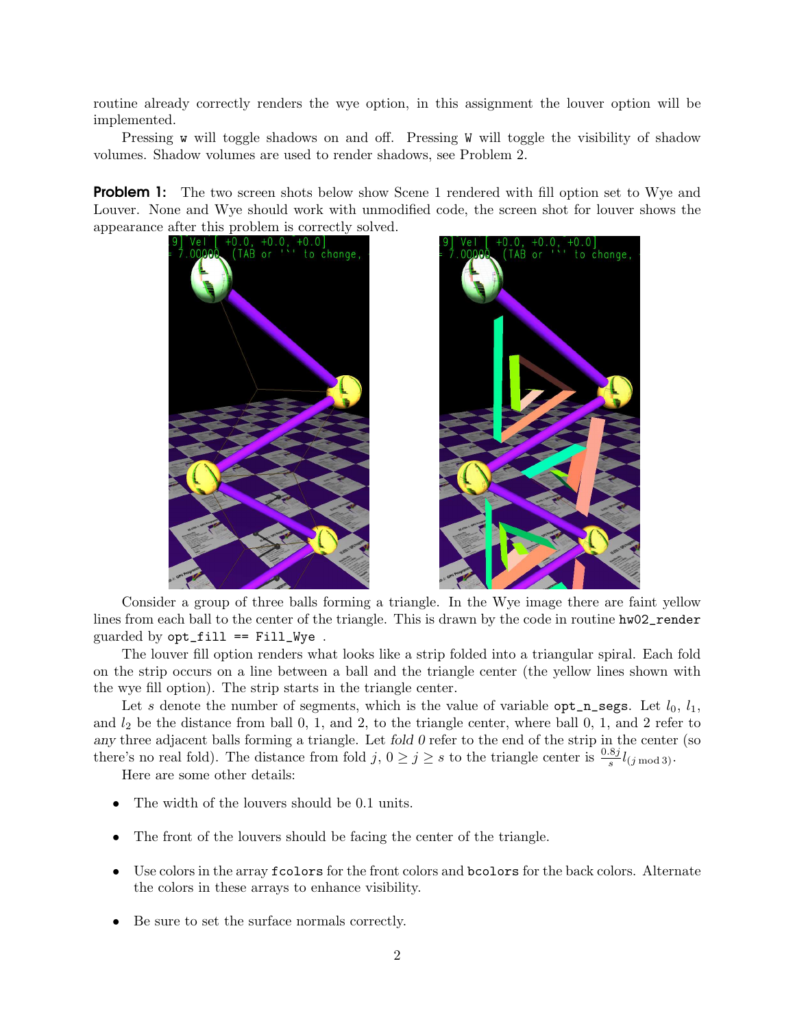routine already correctly renders the wye option, in this assignment the louver option will be implemented.

Pressing `w` will toggle shadows on and off. Pressing `W` will toggle the visibility of shadow volumes. Shadow volumes are used to render shadows, see Problem 2.

**Problem 1:** The two screen shots below show Scene 1 rendered with fill option set to Wye and Louver. None and Wye should work with unmodified code, the screen shot for louver shows the appearance after this problem is correctly solved.

Consider a group of three balls forming a triangle. In the Wye image there are faint yellow lines from each ball to the center of the triangle. This is drawn by the code in routine `hw02_render` guarded by `opt_fill == Fill_Wye` .

The louver fill option renders what looks like a strip folded into a triangular spiral. Each fold on the strip occurs on a line between a ball and the triangle center (the yellow lines shown with the wye fill option). The strip starts in the triangle center.

Let $s$ denote the number of segments, which is the value of variable `opt_n_segs`. Let $l_0$, $l_1$, and $l_2$ be the distance from ball 0, 1, and 2, to the triangle center, where ball 0, 1, and 2 refer to *any* three adjacent balls forming a triangle. Let *fold 0* refer to the end of the strip in the center (so there's no real fold). The distance from fold $j$, $0 \geq j \geq s$ to the triangle center is $\frac{0.8j}{s} l_{(j \bmod 3)}$.

Here are some other details:

- The width of the louvers should be 0.1 units.
- The front of the louvers should be facing the center of the triangle.
- Use colors in the array `fcolors` for the front colors and `bcolors` for the back colors. Alternate the colors in these arrays to enhance visibility.
- Be sure to set the surface normals correctly.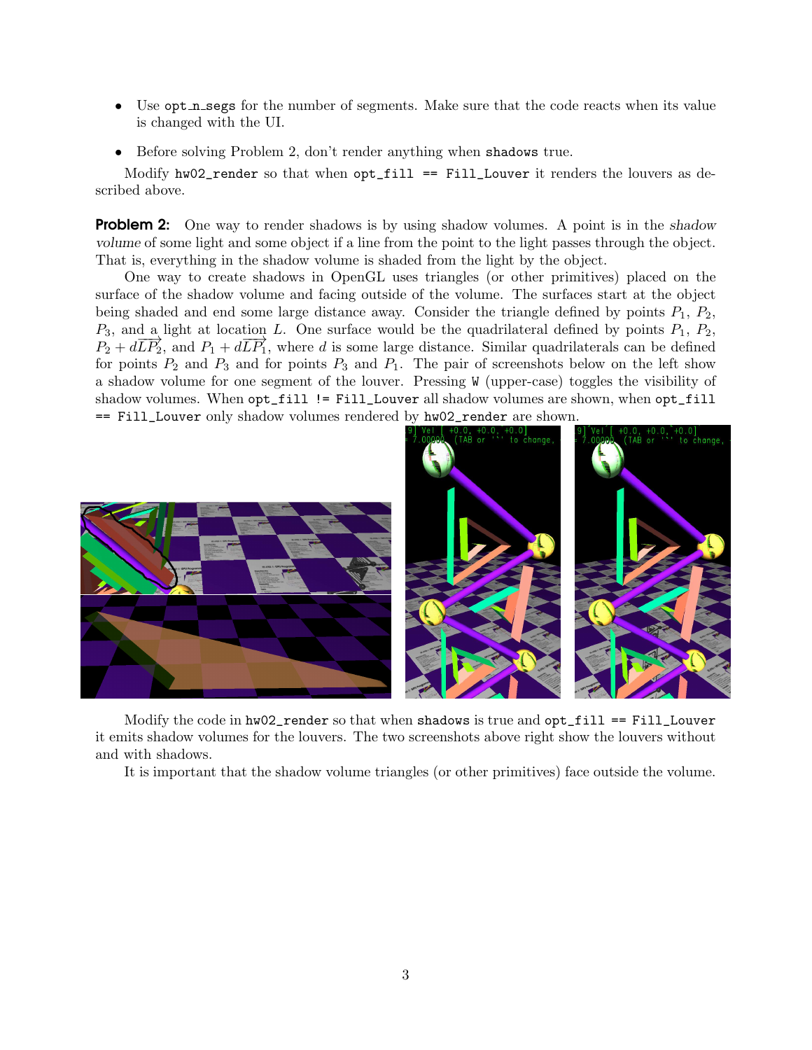- Use `opt_n_segs` for the number of segments. Make sure that the code reacts when its value is changed with the UI.
- Before solving Problem 2, don't render anything when `shadows` true.

Modify `hw02_render` so that when `opt_fill == Fill_Louver` it renders the louvers as described above.

**Problem 2:** One way to render shadows is by using shadow volumes. A point is in the *shadow volume* of some light and some object if a line from the point to the light passes through the object. That is, everything in the shadow volume is shaded from the light by the object.

One way to create shadows in OpenGL uses triangles (or other primitives) placed on the surface of the shadow volume and facing outside of the volume. The surfaces start at the object being shaded and end some large distance away. Consider the triangle defined by points $P_1$, $P_2$, $P_3$, and a light at location $L$. One surface would be the quadrilateral defined by points $P_1$, $P_2$, $P_2 + d\overrightarrow{LP_2}$, and $P_1 + d\overrightarrow{LP_1}$, where $d$ is some large distance. Similar quadrilaterals can be defined for points $P_2$ and $P_3$ and for points $P_3$ and $P_1$. The pair of screenshots below on the left show a shadow volume for one segment of the louver. Pressing `W` (upper-case) toggles the visibility of shadow volumes. When `opt_fill != Fill_Louver` all shadow volumes are shown, when `opt_fill == Fill_Louver` only shadow volumes rendered by `hw02_render` are shown.

Modify the code in `hw02_render` so that when `shadows` is true and `opt_fill == Fill_Louver` it emits shadow volumes for the louvers. The two screenshots above right show the louvers without and with shadows.

It is important that the shadow volume triangles (or other primitives) face outside the volume.